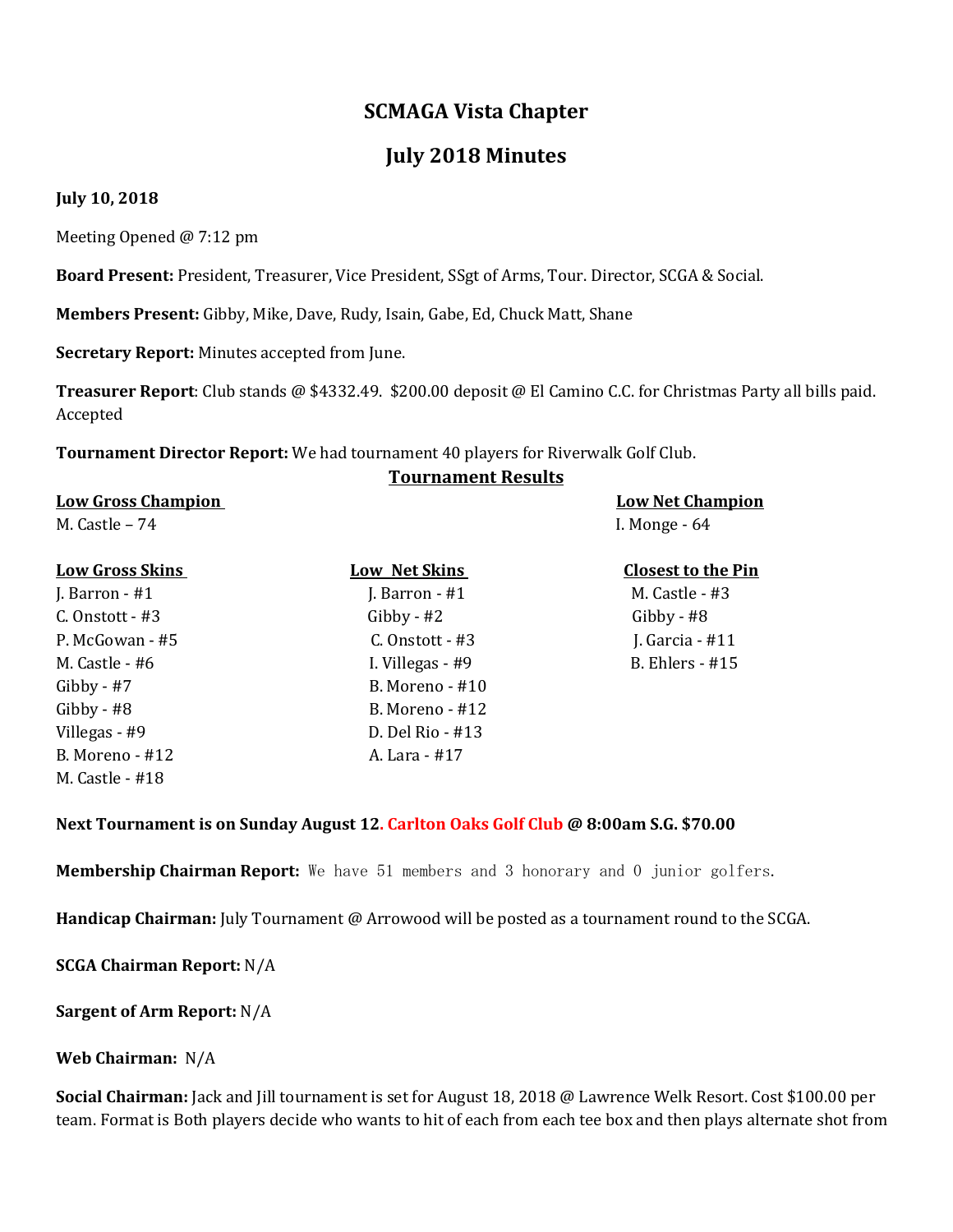# SCMAGA Vista Chapter

## July 2018 Minutes

**July 10, 2018**

Meeting Opened @ 7:12 pm

**Board Present:** President, Treasurer, Vice President, SSgt of Arms, Tour. Director, SCGA & Social.

**Members Present:** Gibby, Mike, Dave, Rudy, Isain, Gabe, Ed, Chuck Matt, Shane

**Secretary Report:** Minutes accepted from June.

**Treasurer Report**: Club stands @ $4332.49. $200.00 deposit @ El Camino C.C. for Christmas Party all bills paid. Accepted

**Tournament Director Report:** We had tournament 40 players for Riverwalk Golf Club.

**Tournament Results**

**Low Gross Champion**
M. Castle – 74

**Low Net Champion**
I. Monge - 64

| Low Gross Skins | Low Net Skins | Closest to the Pin |
|---|---|---|
| J. Barron - #1 | J. Barron - #1 | M. Castle - #3 |
| C. Onstott - #3 | Gibby - #2 | Gibby - #8 |
| P. McGowan - #5 | C. Onstott - #3 | J. Garcia - #11 |
| M. Castle - #6 | I. Villegas - #9 | B. Ehlers - #15 |
| Gibby - #7 | B. Moreno - #10 | |
| Gibby - #8 | B. Moreno - #12 | |
| Villegas - #9 | D. Del Rio - #13 | |
| B. Moreno - #12 | A. Lara - #17 | |
| M. Castle - #18 | | |

**Next Tournament is on Sunday August 12. Carlton Oaks Golf Club @ 8:00am S.G. $70.00**

**Membership Chairman Report:** We have 51 members and 3 honorary and 0 junior golfers.

**Handicap Chairman:** July Tournament @ Arrowood will be posted as a tournament round to the SCGA.

**SCGA Chairman Report:** N/A

**Sargent of Arm Report:** N/A

**Web Chairman:** N/A

**Social Chairman:** Jack and Jill tournament is set for August 18, 2018 @ Lawrence Welk Resort. Cost $100.00 per team. Format is Both players decide who wants to hit of each from each tee box and then plays alternate shot from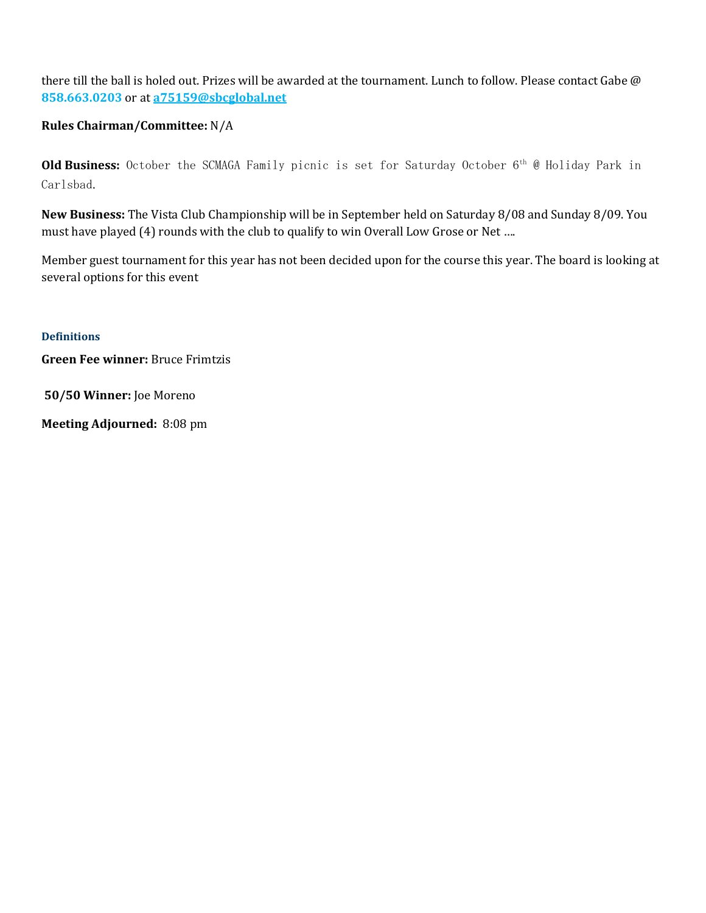there till the ball is holed out. Prizes will be awarded at the tournament. Lunch to follow. Please contact Gabe @ **858.663.0203** or at **a75159@sbcglobal.net**

**Rules Chairman/Committee:** N/A

**Old Business:** October the SCMAGA Family picnic is set for Saturday October 6th @ Holiday Park in Carlsbad.

**New Business:** The Vista Club Championship will be in September held on Saturday 8/08 and Sunday 8/09. You must have played (4) rounds with the club to qualify to win Overall Low Grose or Net ….

Member guest tournament for this year has not been decided upon for the course this year. The board is looking at several options for this event

### Definitions

**Green Fee winner:** Bruce Frimtzis

**50/50 Winner:** Joe Moreno

**Meeting Adjourned:** 8:08 pm